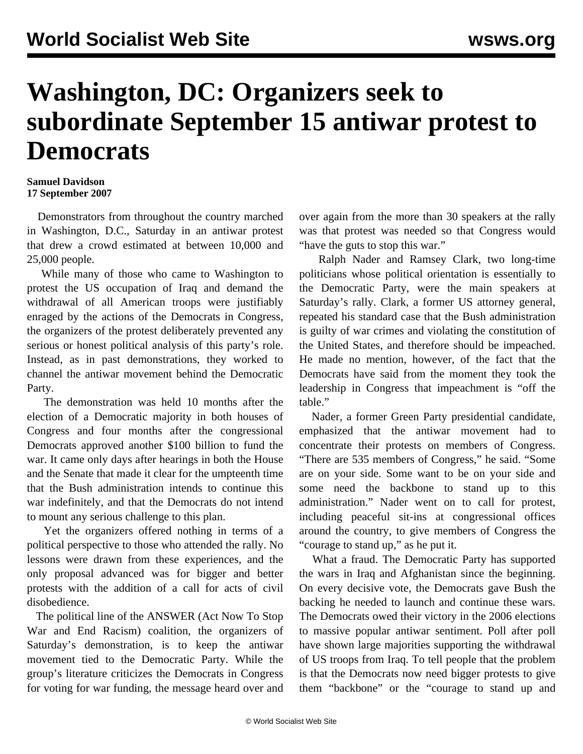# Washington, DC: Organizers seek to subordinate September 15 antiwar protest to Democrats

**Samuel Davidson**
**17 September 2007**

Demonstrators from throughout the country marched in Washington, D.C., Saturday in an antiwar protest that drew a crowd estimated at between 10,000 and 25,000 people.

While many of those who came to Washington to protest the US occupation of Iraq and demand the withdrawal of all American troops were justifiably enraged by the actions of the Democrats in Congress, the organizers of the protest deliberately prevented any serious or honest political analysis of this party's role. Instead, as in past demonstrations, they worked to channel the antiwar movement behind the Democratic Party.

The demonstration was held 10 months after the election of a Democratic majority in both houses of Congress and four months after the congressional Democrats approved another $100 billion to fund the war. It came only days after hearings in both the House and the Senate that made it clear for the umpteenth time that the Bush administration intends to continue this war indefinitely, and that the Democrats do not intend to mount any serious challenge to this plan.

Yet the organizers offered nothing in terms of a political perspective to those who attended the rally. No lessons were drawn from these experiences, and the only proposal advanced was for bigger and better protests with the addition of a call for acts of civil disobedience.

The political line of the ANSWER (Act Now To Stop War and End Racism) coalition, the organizers of Saturday's demonstration, is to keep the antiwar movement tied to the Democratic Party. While the group's literature criticizes the Democrats in Congress for voting for war funding, the message heard over and over again from the more than 30 speakers at the rally was that protest was needed so that Congress would "have the guts to stop this war."

Ralph Nader and Ramsey Clark, two long-time politicians whose political orientation is essentially to the Democratic Party, were the main speakers at Saturday's rally. Clark, a former US attorney general, repeated his standard case that the Bush administration is guilty of war crimes and violating the constitution of the United States, and therefore should be impeached. He made no mention, however, of the fact that the Democrats have said from the moment they took the leadership in Congress that impeachment is "off the table."

Nader, a former Green Party presidential candidate, emphasized that the antiwar movement had to concentrate their protests on members of Congress. "There are 535 members of Congress," he said. "Some are on your side. Some want to be on your side and some need the backbone to stand up to this administration." Nader went on to call for protest, including peaceful sit-ins at congressional offices around the country, to give members of Congress the "courage to stand up," as he put it.

What a fraud. The Democratic Party has supported the wars in Iraq and Afghanistan since the beginning. On every decisive vote, the Democrats gave Bush the backing he needed to launch and continue these wars. The Democrats owed their victory in the 2006 elections to massive popular antiwar sentiment. Poll after poll have shown large majorities supporting the withdrawal of US troops from Iraq. To tell people that the problem is that the Democrats now need bigger protests to give them "backbone" or the "courage to stand up and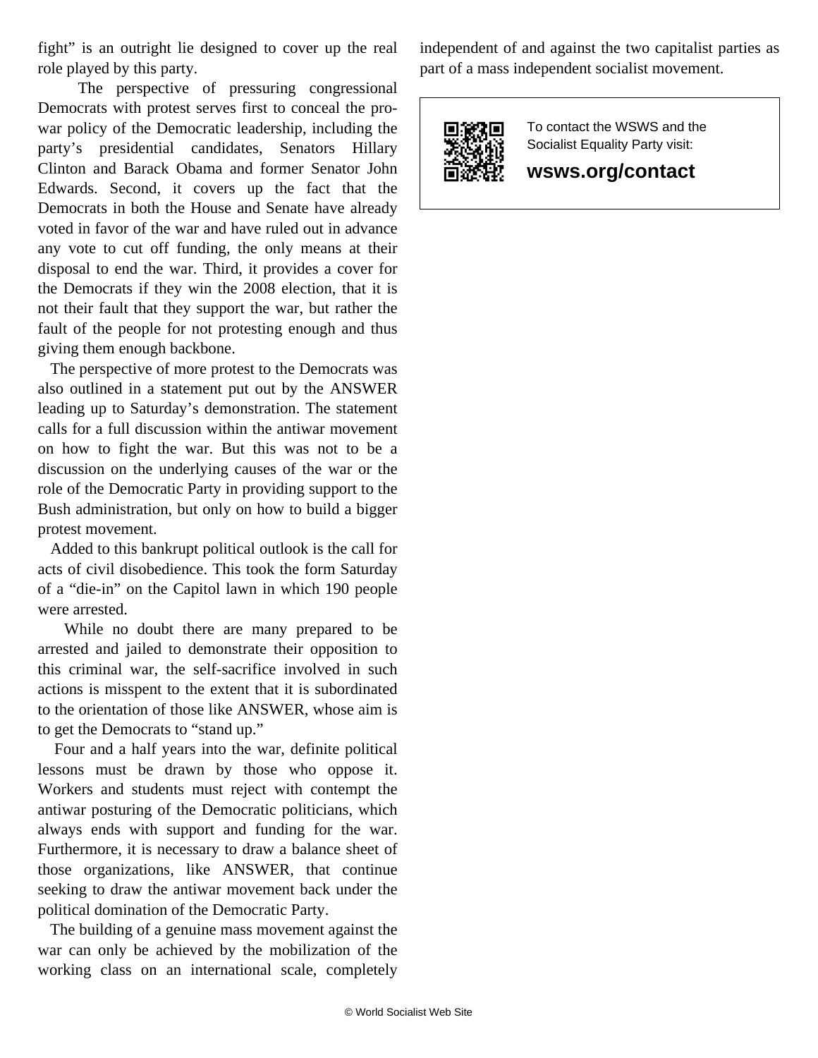fight" is an outright lie designed to cover up the real role played by this party.

The perspective of pressuring congressional Democrats with protest serves first to conceal the pro-war policy of the Democratic leadership, including the party's presidential candidates, Senators Hillary Clinton and Barack Obama and former Senator John Edwards. Second, it covers up the fact that the Democrats in both the House and Senate have already voted in favor of the war and have ruled out in advance any vote to cut off funding, the only means at their disposal to end the war. Third, it provides a cover for the Democrats if they win the 2008 election, that it is not their fault that they support the war, but rather the fault of the people for not protesting enough and thus giving them enough backbone.

The perspective of more protest to the Democrats was also outlined in a statement put out by the ANSWER leading up to Saturday's demonstration. The statement calls for a full discussion within the antiwar movement on how to fight the war. But this was not to be a discussion on the underlying causes of the war or the role of the Democratic Party in providing support to the Bush administration, but only on how to build a bigger protest movement.

Added to this bankrupt political outlook is the call for acts of civil disobedience. This took the form Saturday of a "die-in" on the Capitol lawn in which 190 people were arrested.

While no doubt there are many prepared to be arrested and jailed to demonstrate their opposition to this criminal war, the self-sacrifice involved in such actions is misspent to the extent that it is subordinated to the orientation of those like ANSWER, whose aim is to get the Democrats to "stand up."

Four and a half years into the war, definite political lessons must be drawn by those who oppose it. Workers and students must reject with contempt the antiwar posturing of the Democratic politicians, which always ends with support and funding for the war. Furthermore, it is necessary to draw a balance sheet of those organizations, like ANSWER, that continue seeking to draw the antiwar movement back under the political domination of the Democratic Party.

The building of a genuine mass movement against the war can only be achieved by the mobilization of the working class on an international scale, completely independent of and against the two capitalist parties as part of a mass independent socialist movement.

To contact the WSWS and the Socialist Equality Party visit:

**wsws.org/contact**

© World Socialist Web Site